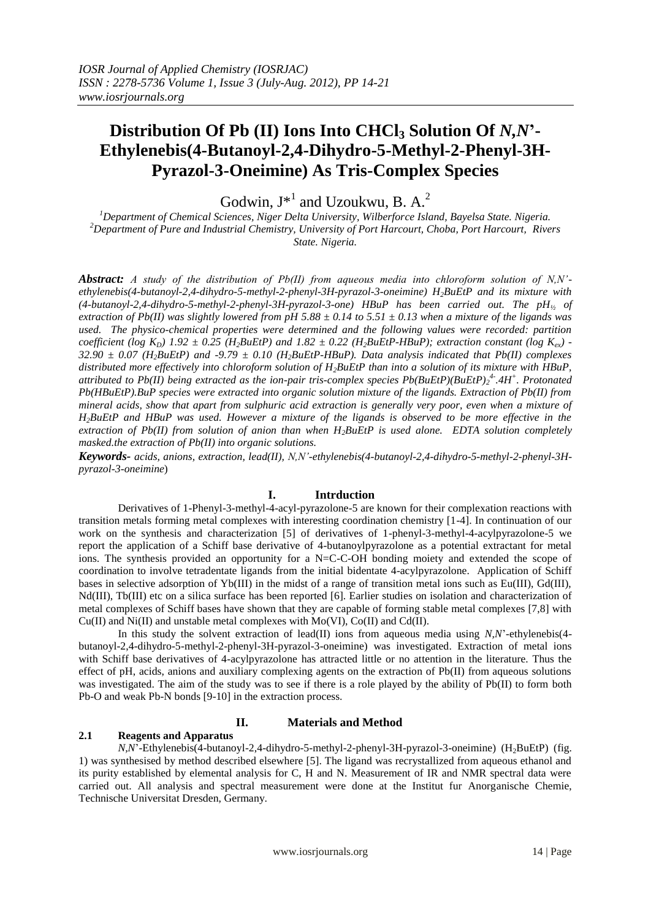# Distribution Of Pb (II) Ions Into $CHCl_3$ Solution Of *N,N'*-Ethylenebis(4-Butanoyl-2,4-Dihydro-5-Methyl-2-Phenyl-3H-Pyrazol-3-Oneimine) As Tris-Complex Species

Godwin, J*[1] and Uzoukwu, B. A.[2]

[1]*Department of Chemical Sciences, Niger Delta University, Wilberforce Island, Bayelsa State. Nigeria.*
[2]*Department of Pure and Industrial Chemistry, University of Port Harcourt, Choba, Port Harcourt, Rivers State. Nigeria.*

***Abstract:*** *A study of the distribution of Pb(II) from aqueous media into chloroform solution of N,N'-ethylenebis(4-butanoyl-2,4-dihydro-5-methyl-2-phenyl-3H-pyrazol-3-oneimine) $H_2BuEtP$ and its mixture with (4-butanoyl-2,4-dihydro-5-methyl-2-phenyl-3H-pyrazol-3-one) HBuP has been carried out. The $pH_{½}$ of extraction of Pb(II) was slightly lowered from pH 5.88 ± 0.14 to 5.51 ± 0.13 when a mixture of the ligands was used. The physico-chemical properties were determined and the following values were recorded: partition coefficient (log $K_D$) 1.92 ± 0.25 ($H_2BuEtP$) and 1.82 ± 0.22 ($H_2BuEtP$-HBuP); extraction constant (log $K_{ex}$) -32.90 ± 0.07 ($H_2BuEtP$) and -9.79 ± 0.10 ($H_2BuEtP$-HBuP). Data analysis indicated that Pb(II) complexes distributed more effectively into chloroform solution of $H_2BuEtP$ than into a solution of its mixture with HBuP, attributed to Pb(II) being extracted as the ion-pair tris-complex species $Pb(BuEtP)(BuEtP)_2^{4-}.4H^+$. Protonated Pb(HBuEtP).BuP species were extracted into organic solution mixture of the ligands. Extraction of Pb(II) from mineral acids, show that apart from sulphuric acid extraction is generally very poor, even when a mixture of $H_2BuEtP$ and HBuP was used. However a mixture of the ligands is observed to be more effective in the extraction of Pb(II) from solution of anion than when $H_2BuEtP$ is used alone. EDTA solution completely masked.the extraction of Pb(II) into organic solutions.*

***Keywords-*** *acids, anions, extraction, lead(II), N,N'-ethylenebis(4-butanoyl-2,4-dihydro-5-methyl-2-phenyl-3H-pyrazol-3-oneimine*)

## I. Intrduction

Derivatives of 1-Phenyl-3-methyl-4-acyl-pyrazolone-5 are known for their complexation reactions with transition metals forming metal complexes with interesting coordination chemistry [1-4]. In continuation of our work on the synthesis and characterization [5] of derivatives of 1-phenyl-3-methyl-4-acylpyrazolone-5 we report the application of a Schiff base derivative of 4-butanoylpyrazolone as a potential extractant for metal ions. The synthesis provided an opportunity for a N=C-C-OH bonding moiety and extended the scope of coordination to involve tetradentate ligands from the initial bidentate 4-acylpyrazolone. Application of Schiff bases in selective adsorption of Yb(III) in the midst of a range of transition metal ions such as Eu(III), Gd(III), Nd(III), Tb(III) etc on a silica surface has been reported [6]. Earlier studies on isolation and characterization of metal complexes of Schiff bases have shown that they are capable of forming stable metal complexes [7,8] with Cu(II) and Ni(II) and unstable metal complexes with Mo(VI), Co(II) and Cd(II).

In this study the solvent extraction of lead(II) ions from aqueous media using *N,N*'-ethylenebis(4-butanoyl-2,4-dihydro-5-methyl-2-phenyl-3H-pyrazol-3-oneimine) was investigated. Extraction of metal ions with Schiff base derivatives of 4-acylpyrazolone has attracted little or no attention in the literature. Thus the effect of pH, acids, anions and auxiliary complexing agents on the extraction of Pb(II) from aqueous solutions was investigated. The aim of the study was to see if there is a role played by the ability of Pb(II) to form both Pb-O and weak Pb-N bonds [9-10] in the extraction process.

## II. Materials and Method

### 2.1 Reagents and Apparatus

*N,N*'-Ethylenebis(4-butanoyl-2,4-dihydro-5-methyl-2-phenyl-3H-pyrazol-3-oneimine) ($H_2BuEtP$) (fig. 1) was synthesised by method described elsewhere [5]. The ligand was recrystallized from aqueous ethanol and its purity established by elemental analysis for C, H and N. Measurement of IR and NMR spectral data were carried out. All analysis and spectral measurement were done at the Institut fur Anorganische Chemie, Technische Universitat Dresden, Germany.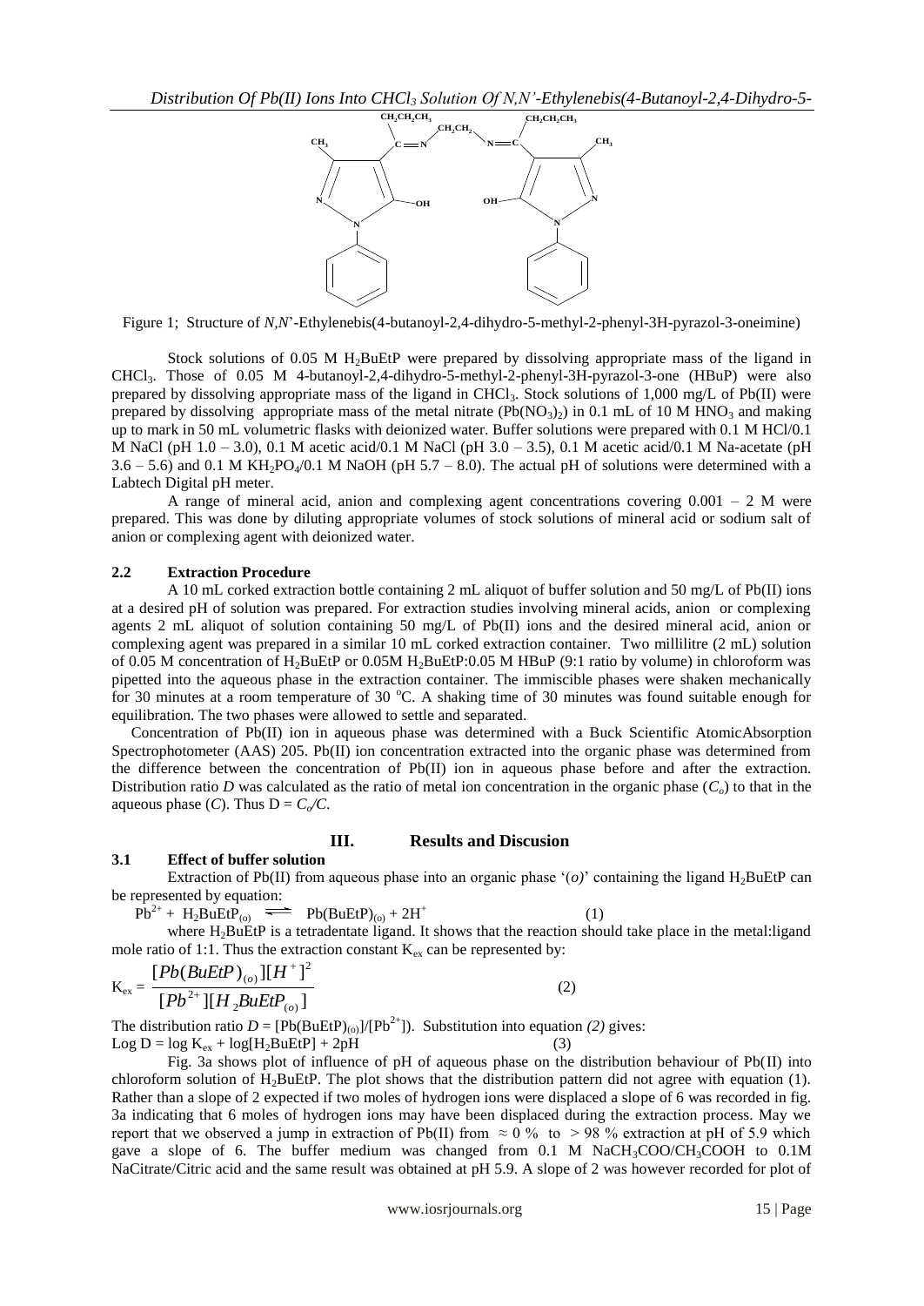Figure 1; Structure of *N,N*'-Ethylenebis(4-butanoyl-2,4-dihydro-5-methyl-2-phenyl-3H-pyrazol-3-oneimine)

Stock solutions of 0.05 M $H_2BuEtP$ were prepared by dissolving appropriate mass of the ligand in $CHCl_3$. Those of 0.05 M 4-butanoyl-2,4-dihydro-5-methyl-2-phenyl-3H-pyrazol-3-one (HBuP) were also prepared by dissolving appropriate mass of the ligand in $CHCl_3$. Stock solutions of 1,000 mg/L of Pb(II) were prepared by dissolving appropriate mass of the metal nitrate ($Pb(NO_3)_2$) in 0.1 mL of 10 M $HNO_3$ and making up to mark in 50 mL volumetric flasks with deionized water. Buffer solutions were prepared with 0.1 M HCl/0.1 M NaCl (pH 1.0 – 3.0), 0.1 M acetic acid/0.1 M NaCl (pH 3.0 – 3.5), 0.1 M acetic acid/0.1 M Na-acetate (pH 3.6 – 5.6) and 0.1 M $KH_2PO_4$/0.1 M NaOH (pH 5.7 – 8.0). The actual pH of solutions were determined with a Labtech Digital pH meter.

A range of mineral acid, anion and complexing agent concentrations covering 0.001 – 2 M were prepared. This was done by diluting appropriate volumes of stock solutions of mineral acid or sodium salt of anion or complexing agent with deionized water.

### 2.2 Extraction Procedure

A 10 mL corked extraction bottle containing 2 mL aliquot of buffer solution and 50 mg/L of Pb(II) ions at a desired pH of solution was prepared. For extraction studies involving mineral acids, anion or complexing agents 2 mL aliquot of solution containing 50 mg/L of Pb(II) ions and the desired mineral acid, anion or complexing agent was prepared in a similar 10 mL corked extraction container. Two millilitre (2 mL) solution of 0.05 M concentration of $H_2BuEtP$ or 0.05M $H_2BuEtP$:0.05 M HBuP (9:1 ratio by volume) in chloroform was pipetted into the aqueous phase in the extraction container. The immiscible phases were shaken mechanically for 30 minutes at a room temperature of 30 °C. A shaking time of 30 minutes was found suitable enough for equilibration. The two phases were allowed to settle and separated.

Concentration of Pb(II) ion in aqueous phase was determined with a Buck Scientific AtomicAbsorption Spectrophotometer (AAS) 205. Pb(II) ion concentration extracted into the organic phase was determined from the difference between the concentration of Pb(II) ion in aqueous phase before and after the extraction. Distribution ratio *D* was calculated as the ratio of metal ion concentration in the organic phase ($C_o$) to that in the aqueous phase (*C*). Thus $D = C_o/C$.

## III. Results and Discusion

### 3.1 Effect of buffer solution

Extraction of Pb(II) from aqueous phase into an organic phase '(*o*)' containing the ligand $H_2BuEtP$ can be represented by equation:

$$Pb^{2+} + H_2BuEtP_{(o)} \rightleftharpoons Pb(BuEtP)_{(o)} + 2H^+ \quad (1)$$

where $H_2BuEtP$ is a tetradentate ligand. It shows that the reaction should take place in the metal:ligand mole ratio of 1:1. Thus the extraction constant $K_{ex}$ can be represented by:

$$K_{ex} = \frac{[Pb(BuEtP)_{(o)}][H^+]^2}{[Pb^{2+}][H_2BuEtP_{(o)}]} \quad (2)$$

The distribution ratio $D = [Pb(BuEtP)_{(o)}]/[Pb^{2+}]$). Substitution into equation *(2)* gives:

$$\text{Log } D = \log K_{ex} + \log[H_2BuEtP] + 2pH \quad (3)$$

Fig. 3a shows plot of influence of pH of aqueous phase on the distribution behaviour of Pb(II) into chloroform solution of $H_2BuEtP$. The plot shows that the distribution pattern did not agree with equation (1). Rather than a slope of 2 expected if two moles of hydrogen ions were displaced a slope of 6 was recorded in fig. 3a indicating that 6 moles of hydrogen ions may have been displaced during the extraction process. May we report that we observed a jump in extraction of Pb(II) from ≈ 0 % to > 98 % extraction at pH of 5.9 which gave a slope of 6. The buffer medium was changed from 0.1 M $NaCH_3COO/CH_3COOH$ to 0.1M NaCitrate/Citric acid and the same result was obtained at pH 5.9. A slope of 2 was however recorded for plot of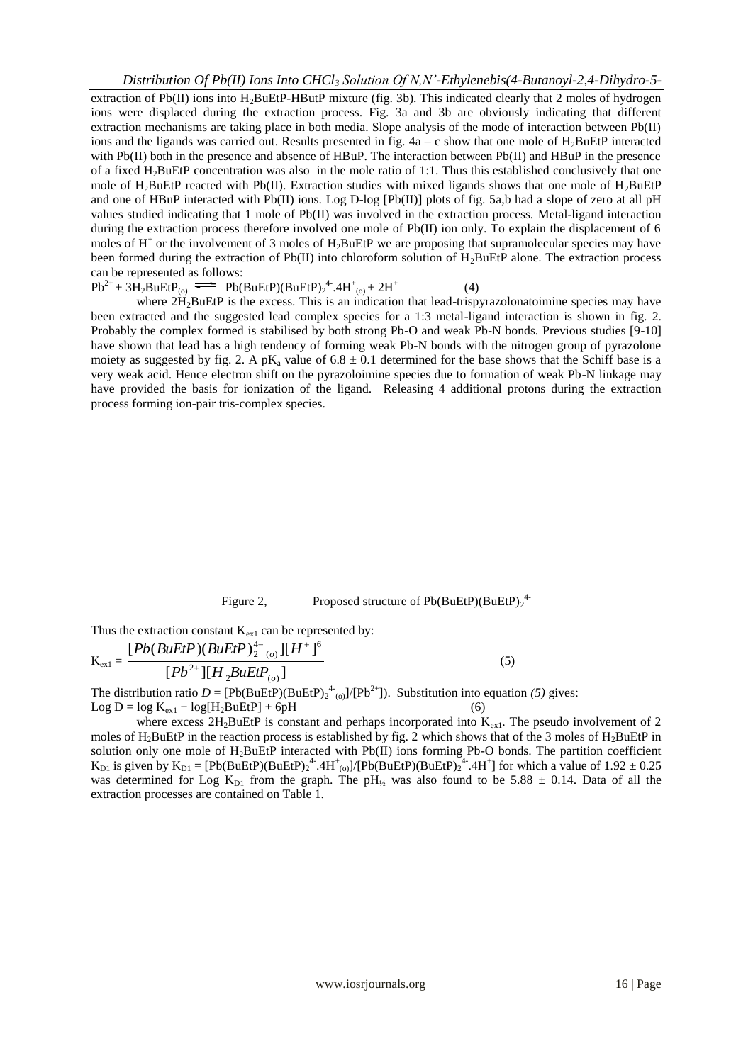extraction of Pb(II) ions into $H_2BuEtP$-HButP mixture (fig. 3b). This indicated clearly that 2 moles of hydrogen ions were displaced during the extraction process. Fig. 3a and 3b are obviously indicating that different extraction mechanisms are taking place in both media. Slope analysis of the mode of interaction between Pb(II) ions and the ligands was carried out. Results presented in fig. 4a – c show that one mole of $H_2BuEtP$ interacted with Pb(II) both in the presence and absence of HBuP. The interaction between Pb(II) and HBuP in the presence of a fixed $H_2BuEtP$ concentration was also in the mole ratio of 1:1. Thus this established conclusively that one mole of $H_2BuEtP$ reacted with Pb(II). Extraction studies with mixed ligands shows that one mole of $H_2BuEtP$ and one of HBuP interacted with Pb(II) ions. Log D-log [Pb(II)] plots of fig. 5a,b had a slope of zero at all pH values studied indicating that 1 mole of Pb(II) was involved in the extraction process. Metal-ligand interaction during the extraction process therefore involved one mole of Pb(II) ion only. To explain the displacement of 6 moles of $H^+$ or the involvement of 3 moles of $H_2BuEtP$ we are proposing that supramolecular species may have been formed during the extraction of Pb(II) into chloroform solution of $H_2BuEtP$ alone. The extraction process can be represented as follows:

$$Pb^{2+} + 3H_2BuEtP_{(o)} \rightleftharpoons Pb(BuEtP)(BuEtP)_2^{4-}.4H^+_{(o)} + 2H^+ \quad (4)$$

where $2H_2BuEtP$ is the excess. This is an indication that lead-trispyrazolonatoimine species may have been extracted and the suggested lead complex species for a 1:3 metal-ligand interaction is shown in fig. 2. Probably the complex formed is stabilised by both strong Pb-O and weak Pb-N bonds. Previous studies [9-10] have shown that lead has a high tendency of forming weak Pb-N bonds with the nitrogen group of pyrazolone moiety as suggested by fig. 2. A $pK_a$ value of $6.8 \pm 0.1$ determined for the base shows that the Schiff base is a very weak acid. Hence electron shift on the pyrazoloimine species due to formation of weak Pb-N linkage may have provided the basis for ionization of the ligand. Releasing 4 additional protons during the extraction process forming ion-pair tris-complex species.

Figure 2, Proposed structure of $Pb(BuEtP)(BuEtP)_2^{4-}$

Thus the extraction constant $K_{ex1}$ can be represented by:

$$K_{ex1} = \frac{[Pb(BuEtP)(BuEtP)_2^{4-}{}_{(o)}][H^+]^6}{[Pb^{2+}][H_2BuEtP_{(o)}]} \quad (5)$$

The distribution ratio $D = [Pb(BuEtP)(BuEtP)_2^{4-}{}_{(o)}]/[Pb^{2+}]$). Substitution into equation *(5)* gives:

$$\text{Log } D = \log K_{ex1} + \log[H_2BuEtP] + 6pH \quad (6)$$

where excess $2H_2BuEtP$ is constant and perhaps incorporated into $K_{ex1}$. The pseudo involvement of 2 moles of $H_2BuEtP$ in the reaction process is established by fig. 2 which shows that of the 3 moles of $H_2BuEtP$ in solution only one mole of $H_2BuEtP$ interacted with Pb(II) ions forming Pb-O bonds. The partition coefficient $K_{D1}$ is given by $K_{D1} = [Pb(BuEtP)(BuEtP)_2^{4-}.4H^+_{(o)}]/[Pb(BuEtP)(BuEtP)_2^{4-}.4H^+]$ for which a value of $1.92 \pm 0.25$ was determined for Log $K_{D1}$ from the graph. The $pH_{½}$ was also found to be $5.88 \pm 0.14$. Data of all the extraction processes are contained on Table 1.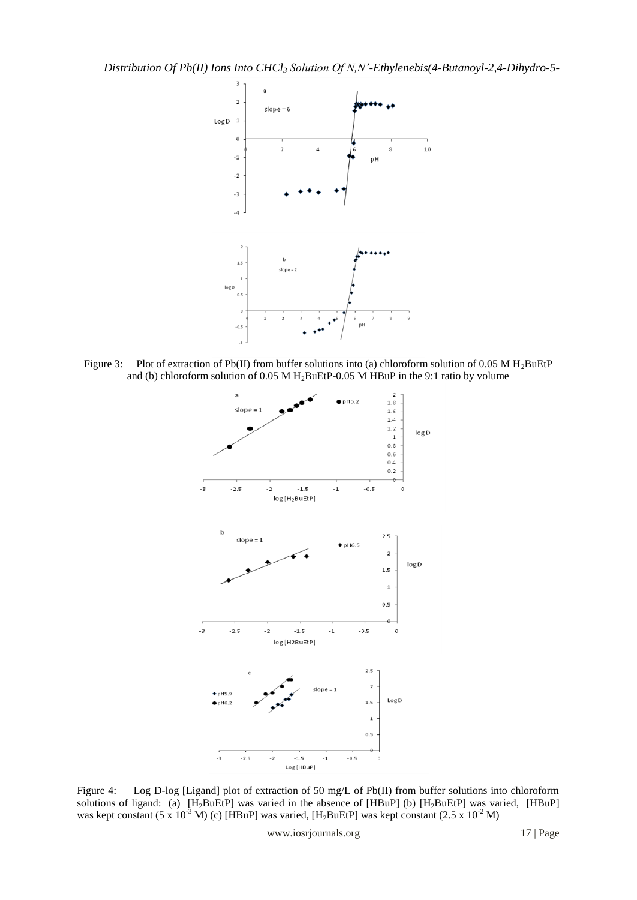Figure 3: Plot of extraction of Pb(II) from buffer solutions into (a) chloroform solution of 0.05 M $H_2BuEtP$ and (b) chloroform solution of 0.05 M $H_2BuEtP$-0.05 M HBuP in the 9:1 ratio by volume

Figure 4: Log D-log [Ligand] plot of extraction of 50 mg/L of Pb(II) from buffer solutions into chloroform solutions of ligand: (a) [$H_2BuEtP$] was varied in the absence of [HBuP] (b) [$H_2BuEtP$] was varied, [HBuP] was kept constant ($5 \times 10^{-3}$ M) (c) [HBuP] was varied, [$H_2BuEtP$] was kept constant ($2.5 \times 10^{-2}$ M)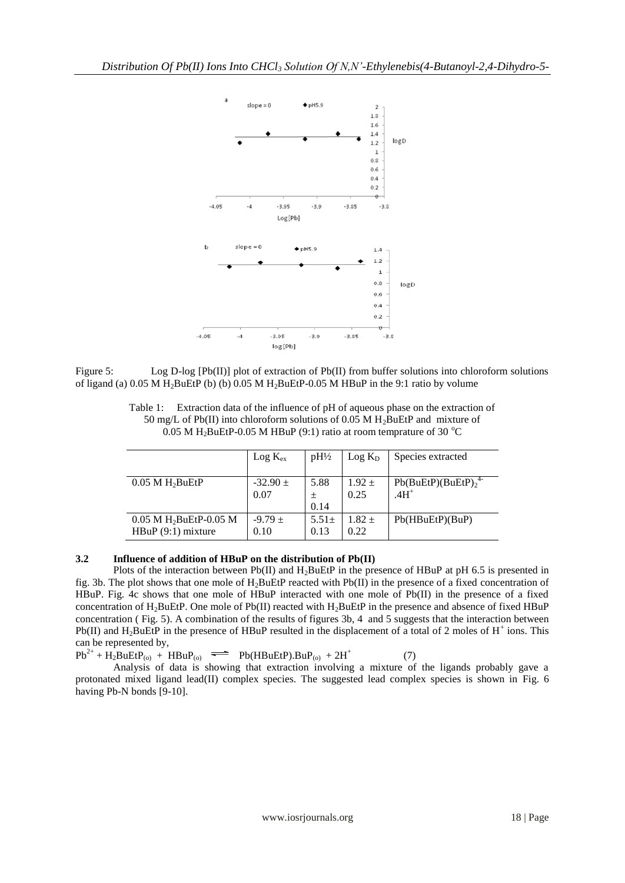Figure 5: Log D-log [Pb(II)] plot of extraction of Pb(II) from buffer solutions into chloroform solutions of ligand (a) 0.05 M $H_2BuEtP$ (b) (b) 0.05 M $H_2BuEtP$-0.05 M HBuP in the 9:1 ratio by volume

Table 1: Extraction data of the influence of pH of aqueous phase on the extraction of 50 mg/L of Pb(II) into chloroform solutions of 0.05 M $H_2BuEtP$ and mixture of 0.05 M $H_2BuEtP$-0.05 M HBuP (9:1) ratio at room temprature of 30 $^oC$

| | Log $K_{ex}$ | pH½ | Log $K_D$ | Species extracted |
|---|---|---|---|---|
| 0.05 M $H_2BuEtP$ | -32.90 ± 0.07 | 5.88 ± 0.14 | 1.92 ± 0.25 | $Pb(BuEtP)(BuEtP)_2^{4-}.4H^+$ |
| 0.05 M $H_2BuEtP$-0.05 M HBuP (9:1) mixture | -9.79 ± 0.10 | 5.51± 0.13 | 1.82 ± 0.22 | Pb(HBuEtP)(BuP) |

### 3.2 Influence of addition of HBuP on the distribution of Pb(II)

Plots of the interaction between Pb(II) and $H_2BuEtP$ in the presence of HBuP at pH 6.5 is presented in fig. 3b. The plot shows that one mole of $H_2BuEtP$ reacted with Pb(II) in the presence of a fixed concentration of HBuP. Fig. 4c shows that one mole of HBuP interacted with one mole of Pb(II) in the presence of a fixed concentration of $H_2BuEtP$. One mole of Pb(II) reacted with $H_2BuEtP$ in the presence and absence of fixed HBuP concentration ( Fig. 5). A combination of the results of figures 3b, 4 and 5 suggests that the interaction between Pb(II) and $H_2BuEtP$ in the presence of HBuP resulted in the displacement of a total of 2 moles of $H^+$ ions. This can be represented by,

$$Pb^{2+} + H_2BuEtP_{(o)} + HBuP_{(o)} \rightleftharpoons Pb(HBuEtP).BuP_{(o)} + 2H^+ \quad (7)$$

Analysis of data is showing that extraction involving a mixture of the ligands probably gave a protonated mixed ligand lead(II) complex species. The suggested lead complex species is shown in Fig. 6 having Pb-N bonds [9-10].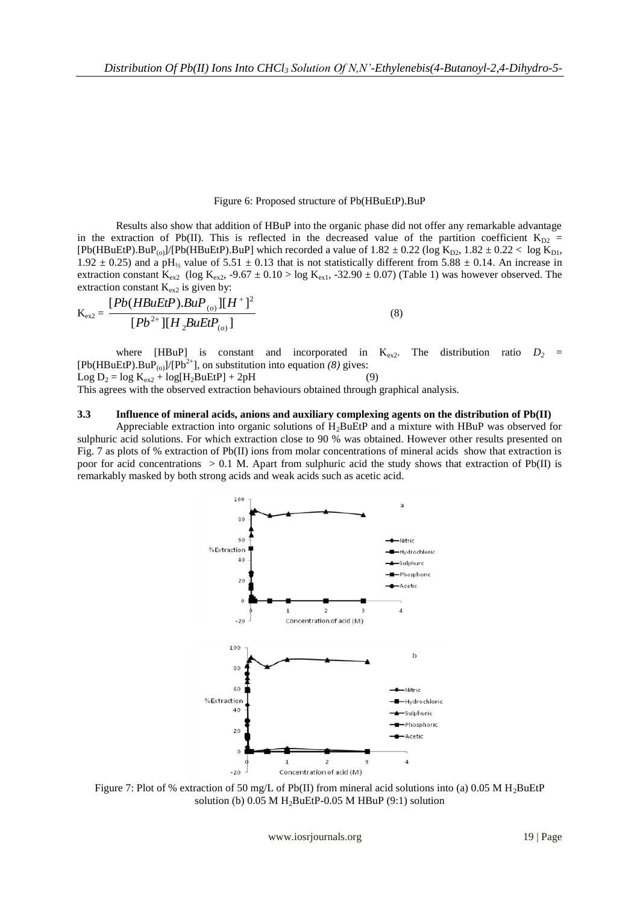Figure 6: Proposed structure of Pb(HBuEtP).BuP

Results also show that addition of HBuP into the organic phase did not offer any remarkable advantage in the extraction of Pb(II). This is reflected in the decreased value of the partition coefficient $K_{D2}$ = $[Pb(HBuEtP).BuP_{(o)}]/[Pb(HBuEtP).BuP]$ which recorded a value of $1.82 \pm 0.22$ ($\log K_{D2}$, $1.82 \pm 0.22 < \log K_{D1}$, $1.92 \pm 0.25$) and a $pH_{½}$ value of $5.51 \pm 0.13$ that is not statistically different from $5.88 \pm 0.14$. An increase in extraction constant $K_{ex2}$ ($\log K_{ex2}$, $-9.67 \pm 0.10 > \log K_{ex1}$, $-32.90 \pm 0.07$) (Table 1) was however observed. The extraction constant $K_{ex2}$ is given by:

$$K_{ex2} = \frac{[Pb(HBuEtP).BuP_{(o)}][H^+]^2}{[Pb^{2+}][H_2BuEtP_{(o)}]} \quad (8)$$

where [HBuP] is constant and incorporated in $K_{ex2}$. The distribution ratio $D_2$ = $[Pb(HBuEtP).BuP_{(o)}]/[Pb^{2+}]$, on substitution into equation *(8)* gives:

$$\text{Log } D_2 = \log K_{ex2} + \log[H_2BuEtP] + 2pH \quad (9)$$

This agrees with the observed extraction behaviours obtained through graphical analysis.

### 3.3 Influence of mineral acids, anions and auxiliary complexing agents on the distribution of Pb(II)

Appreciable extraction into organic solutions of $H_2BuEtP$ and a mixture with HBuP was observed for sulphuric acid solutions. For which extraction close to 90 % was obtained. However other results presented on Fig. 7 as plots of % extraction of Pb(II) ions from molar concentrations of mineral acids show that extraction is poor for acid concentrations > 0.1 M. Apart from sulphuric acid the study shows that extraction of Pb(II) is remarkably masked by both strong acids and weak acids such as acetic acid.

Figure 7: Plot of % extraction of 50 mg/L of Pb(II) from mineral acid solutions into (a) 0.05 M $H_2BuEtP$ solution (b) 0.05 M $H_2BuEtP$-0.05 M HBuP (9:1) solution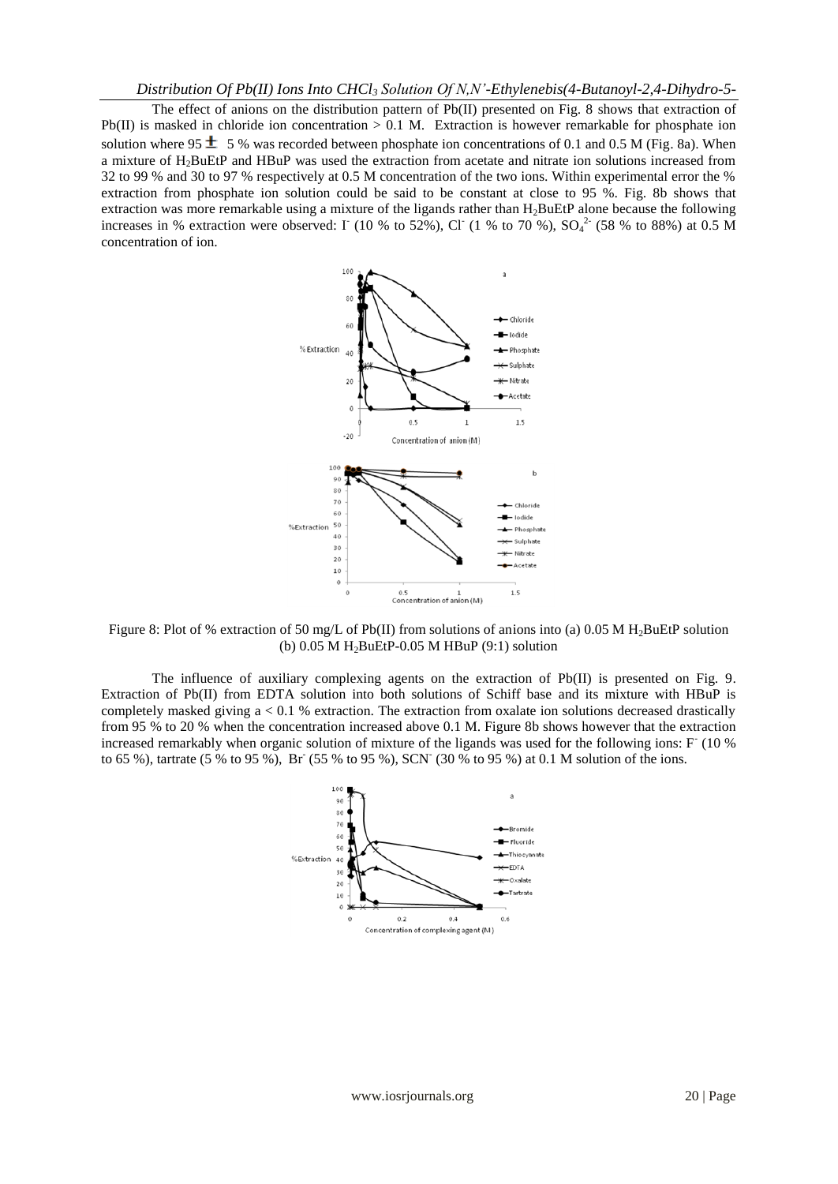The effect of anions on the distribution pattern of Pb(II) presented on Fig. 8 shows that extraction of Pb(II) is masked in chloride ion concentration > 0.1 M. Extraction is however remarkable for phosphate ion solution where 95 $\pm$ 5 % was recorded between phosphate ion concentrations of 0.1 and 0.5 M (Fig. 8a). When a mixture of $H_2BuEtP$ and HBuP was used the extraction from acetate and nitrate ion solutions increased from 32 to 99 % and 30 to 97 % respectively at 0.5 M concentration of the two ions. Within experimental error the % extraction from phosphate ion solution could be said to be constant at close to 95 %. Fig. 8b shows that extraction was more remarkable using a mixture of the ligands rather than $H_2BuEtP$ alone because the following increases in % extraction were observed: $I^-$ (10 % to 52%), $Cl^-$ (1 % to 70 %), $SO_4^{2-}$ (58 % to 88%) at 0.5 M concentration of ion.

Figure 8: Plot of % extraction of 50 mg/L of Pb(II) from solutions of anions into (a) 0.05 M $H_2BuEtP$ solution (b) 0.05 M $H_2BuEtP$-0.05 M HBuP (9:1) solution

The influence of auxiliary complexing agents on the extraction of Pb(II) is presented on Fig. 9. Extraction of Pb(II) from EDTA solution into both solutions of Schiff base and its mixture with HBuP is completely masked giving a < 0.1 % extraction. The extraction from oxalate ion solutions decreased drastically from 95 % to 20 % when the concentration increased above 0.1 M. Figure 8b shows however that the extraction increased remarkably when organic solution of mixture of the ligands was used for the following ions: $F^-$ (10 % to 65 %), tartrate (5 % to 95 %), $Br^-$ (55 % to 95 %), $SCN^-$ (30 % to 95 %) at 0.1 M solution of the ions.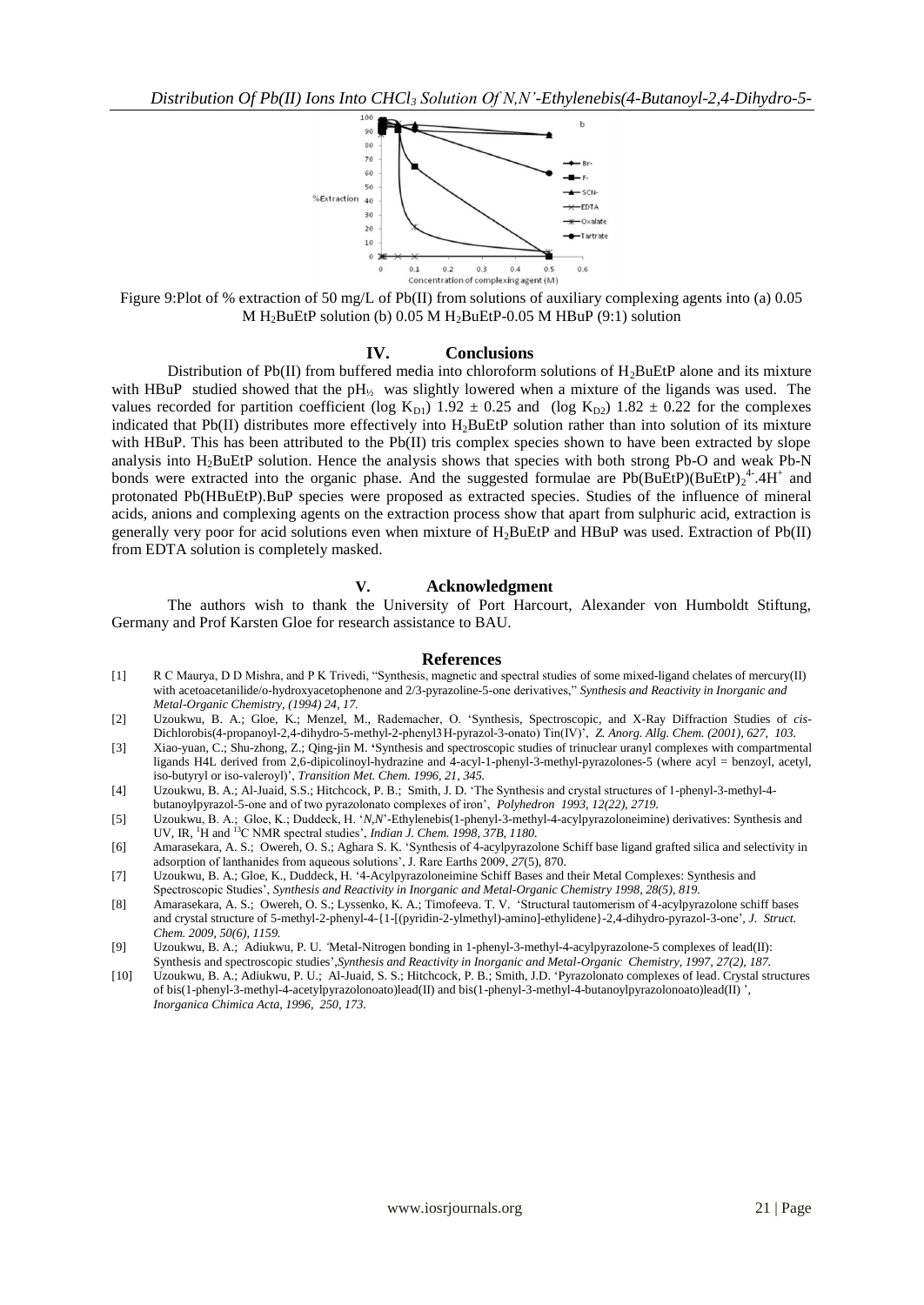100
90
80
70
60
50
%Extraction 40
30
20
10
0

0 0.1 0.2 0.3 0.4 0.5 0.6

Concentration of complexing agent (M)

b

Br-
F-
SCN-
EDTA
Oxalate
Tartrate

Figure 9:Plot of % extraction of 50 mg/L of Pb(II) from solutions of auxiliary complexing agents into (a) 0.05 M $H_2BuEtP$ solution (b) 0.05 M $H_2BuEtP$-0.05 M HBuP (9:1) solution

## IV. Conclusions

Distribution of Pb(II) from buffered media into chloroform solutions of $H_2BuEtP$ alone and its mixture with HBuP studied showed that the $pH_{½}$ was slightly lowered when a mixture of the ligands was used. The values recorded for partition coefficient (log $K_{D1}$) 1.92 ± 0.25 and (log $K_{D2}$) 1.82 ± 0.22 for the complexes indicated that Pb(II) distributes more effectively into $H_2BuEtP$ solution rather than into solution of its mixture with HBuP. This has been attributed to the Pb(II) tris complex species shown to have been extracted by slope analysis into $H_2BuEtP$ solution. Hence the analysis shows that species with both strong Pb-O and weak Pb-N bonds were extracted into the organic phase. And the suggested formulae are $Pb(BuEtP)(BuEtP)_2^{4-}.4H^+$ and protonated Pb(HBuEtP).BuP species were proposed as extracted species. Studies of the influence of mineral acids, anions and complexing agents on the extraction process show that apart from sulphuric acid, extraction is generally very poor for acid solutions even when mixture of $H_2BuEtP$ and HBuP was used. Extraction of Pb(II) from EDTA solution is completely masked.

## V. Acknowledgment

The authors wish to thank the University of Port Harcourt, Alexander von Humboldt Stiftung, Germany and Prof Karsten Gloe for research assistance to BAU.

## References

[1] R C Maurya, D D Mishra, and P K Trivedi, "Synthesis, magnetic and spectral studies of some mixed-ligand chelates of mercury(II) with acetoacetanilide/o-hydroxyacetophenone and 2/3-pyrazoline-5-one derivatives," *Synthesis and Reactivity in Inorganic and Metal-Organic Chemistry, (1994) 24, 17.*

[2] Uzoukwu, B. A.; Gloe, K.; Menzel, M., Rademacher, O. 'Synthesis, Spectroscopic, and X-Ray Diffraction Studies of *cis*-Dichlorobis(4-propanoyl-2,4-dihydro-5-methyl-2-phenyl3H-pyrazol-3-onato) Tin(IV)', *Z. Anorg. Allg. Chem. (2001), 627, 103.*

[3] Xiao-yuan, C.; Shu-zhong, Z.; Qing-jin M. 'Synthesis and spectroscopic studies of trinuclear uranyl complexes with compartmental ligands H4L derived from 2,6-dipicolinoyl-hydrazine and 4-acyl-1-phenyl-3-methyl-pyrazolones-5 (where acyl = benzoyl, acetyl, iso-butyryl or iso-valeroyl)', *Transition Met. Chem. 1996, 21, 345.*

[4] Uzoukwu, B. A.; Al-Juaid, S.S.; Hitchcock, P. B.; Smith, J. D. 'The Synthesis and crystal structures of 1-phenyl-3-methyl-4-butanoylpyrazol-5-one and of two pyrazolonato complexes of iron', *Polyhedron 1993, 12(22), 2719.*

[5] Uzoukwu, B. A.; Gloe, K.; Duddeck, H. '*N,N*'-Ethylenebis(1-phenyl-3-methyl-4-acylpyrazoloneimine) derivatives: Synthesis and UV, IR, $^1$H and $^{13}$C NMR spectral studies', *Indian J. Chem. 1998, 37B, 1180.*

[6] Amarasekara, A. S.; Owereh, O. S.; Aghara S. K. 'Synthesis of 4-acylpyrazolone Schiff base ligand grafted silica and selectivity in adsorption of lanthanides from aqueous solutions', J. Rare Earths 2009, *27*(5), 870.

[7] Uzoukwu, B. A.; Gloe, K., Duddeck, H. '4-Acylpyrazoloneimine Schiff Bases and their Metal Complexes: Synthesis and Spectroscopic Studies', *Synthesis and Reactivity in Inorganic and Metal-Organic Chemistry 1998, 28(5), 819.*

[8] Amarasekara, A. S.; Owereh, O. S.; Lyssenko, K. A.; Timofeeva. T. V. 'Structural tautomerism of 4-acylpyrazolone schiff bases and crystal structure of 5-methyl-2-phenyl-4-{1-[(pyridin-2-ylmethyl)-amino]-ethylidene}-2,4-dihydro-pyrazol-3-one', *J. Struct. Chem. 2009, 50(6), 1159.*

[9] Uzoukwu, B. A.; Adiukwu, P. U. 'Metal-Nitrogen bonding in 1-phenyl-3-methyl-4-acylpyrazolone-5 complexes of lead(II): Synthesis and spectroscopic studies',*Synthesis and Reactivity in Inorganic and Metal-Organic Chemistry, 1997, 27(2), 187.*

[10] Uzoukwu, B. A.; Adiukwu, P. U.; Al-Juaid, S. S.; Hitchcock, P. B.; Smith, J.D. 'Pyrazolonato complexes of lead. Crystal structures of bis(1-phenyl-3-methyl-4-acetylpyrazolonoato)lead(II) and bis(1-phenyl-3-methyl-4-butanoylpyrazolonoato)lead(II) ', *Inorganica Chimica Acta, 1996, 250, 173.*